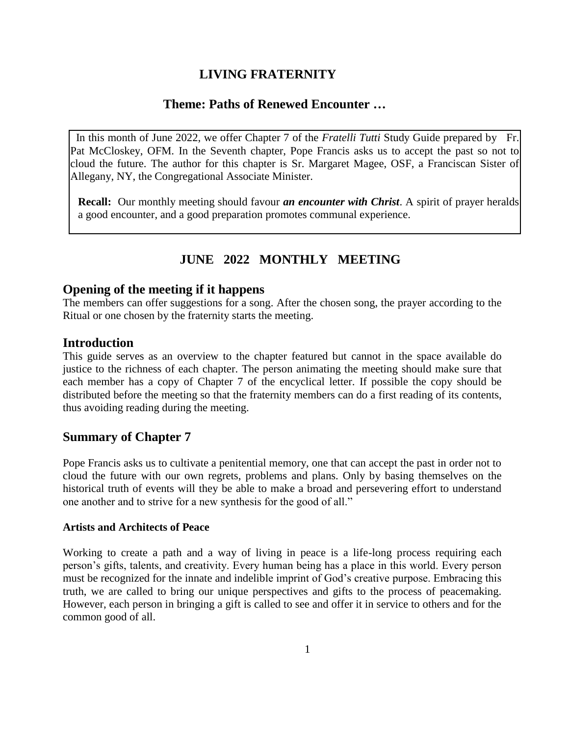# LIVING FRATERNITY

## Theme: Paths of Renewed Encounter …

In this month of June 2022, we offer Chapter 7 of the *Fratelli Tutti* Study Guide prepared by Fr. Pat McCloskey, OFM. In the Seventh chapter, Pope Francis asks us to accept the past so not to cloud the future. The author for this chapter is Sr. Margaret Magee, OSF, a Franciscan Sister of Allegany, NY, the Congregational Associate Minister.

**Recall:** Our monthly meeting should favour ***an encounter with Christ***. A spirit of prayer heralds a good encounter, and a good preparation promotes communal experience.

## JUNE 2022 MONTHLY MEETING

## Opening of the meeting if it happens

The members can offer suggestions for a song. After the chosen song, the prayer according to the Ritual or one chosen by the fraternity starts the meeting.

## Introduction

This guide serves as an overview to the chapter featured but cannot in the space available do justice to the richness of each chapter. The person animating the meeting should make sure that each member has a copy of Chapter 7 of the encyclical letter. If possible the copy should be distributed before the meeting so that the fraternity members can do a first reading of its contents, thus avoiding reading during the meeting.

## Summary of Chapter 7

Pope Francis asks us to cultivate a penitential memory, one that can accept the past in order not to cloud the future with our own regrets, problems and plans. Only by basing themselves on the historical truth of events will they be able to make a broad and persevering effort to understand one another and to strive for a new synthesis for the good of all."

### Artists and Architects of Peace

Working to create a path and a way of living in peace is a life-long process requiring each person's gifts, talents, and creativity. Every human being has a place in this world. Every person must be recognized for the innate and indelible imprint of God's creative purpose. Embracing this truth, we are called to bring our unique perspectives and gifts to the process of peacemaking. However, each person in bringing a gift is called to see and offer it in service to others and for the common good of all.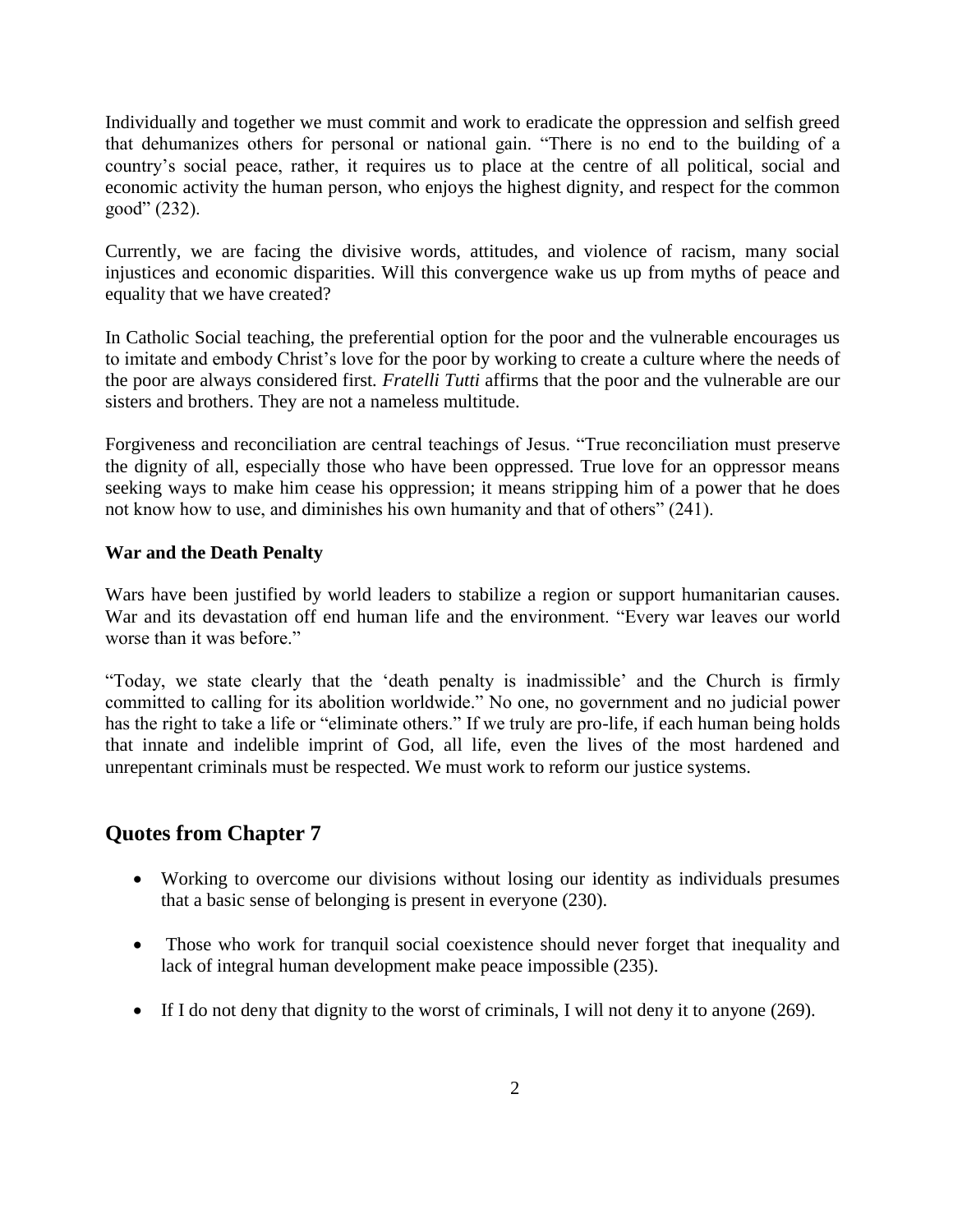Individually and together we must commit and work to eradicate the oppression and selfish greed that dehumanizes others for personal or national gain. "There is no end to the building of a country's social peace, rather, it requires us to place at the centre of all political, social and economic activity the human person, who enjoys the highest dignity, and respect for the common good" (232).

Currently, we are facing the divisive words, attitudes, and violence of racism, many social injustices and economic disparities. Will this convergence wake us up from myths of peace and equality that we have created?

In Catholic Social teaching, the preferential option for the poor and the vulnerable encourages us to imitate and embody Christ's love for the poor by working to create a culture where the needs of the poor are always considered first. *Fratelli Tutti* affirms that the poor and the vulnerable are our sisters and brothers. They are not a nameless multitude.

Forgiveness and reconciliation are central teachings of Jesus. "True reconciliation must preserve the dignity of all, especially those who have been oppressed. True love for an oppressor means seeking ways to make him cease his oppression; it means stripping him of a power that he does not know how to use, and diminishes his own humanity and that of others" (241).

**War and the Death Penalty**

Wars have been justified by world leaders to stabilize a region or support humanitarian causes. War and its devastation off end human life and the environment. "Every war leaves our world worse than it was before."

"Today, we state clearly that the 'death penalty is inadmissible' and the Church is firmly committed to calling for its abolition worldwide." No one, no government and no judicial power has the right to take a life or "eliminate others." If we truly are pro-life, if each human being holds that innate and indelible imprint of God, all life, even the lives of the most hardened and unrepentant criminals must be respected. We must work to reform our justice systems.

## Quotes from Chapter 7

- Working to overcome our divisions without losing our identity as individuals presumes that a basic sense of belonging is present in everyone (230).
- Those who work for tranquil social coexistence should never forget that inequality and lack of integral human development make peace impossible (235).
- If I do not deny that dignity to the worst of criminals, I will not deny it to anyone (269).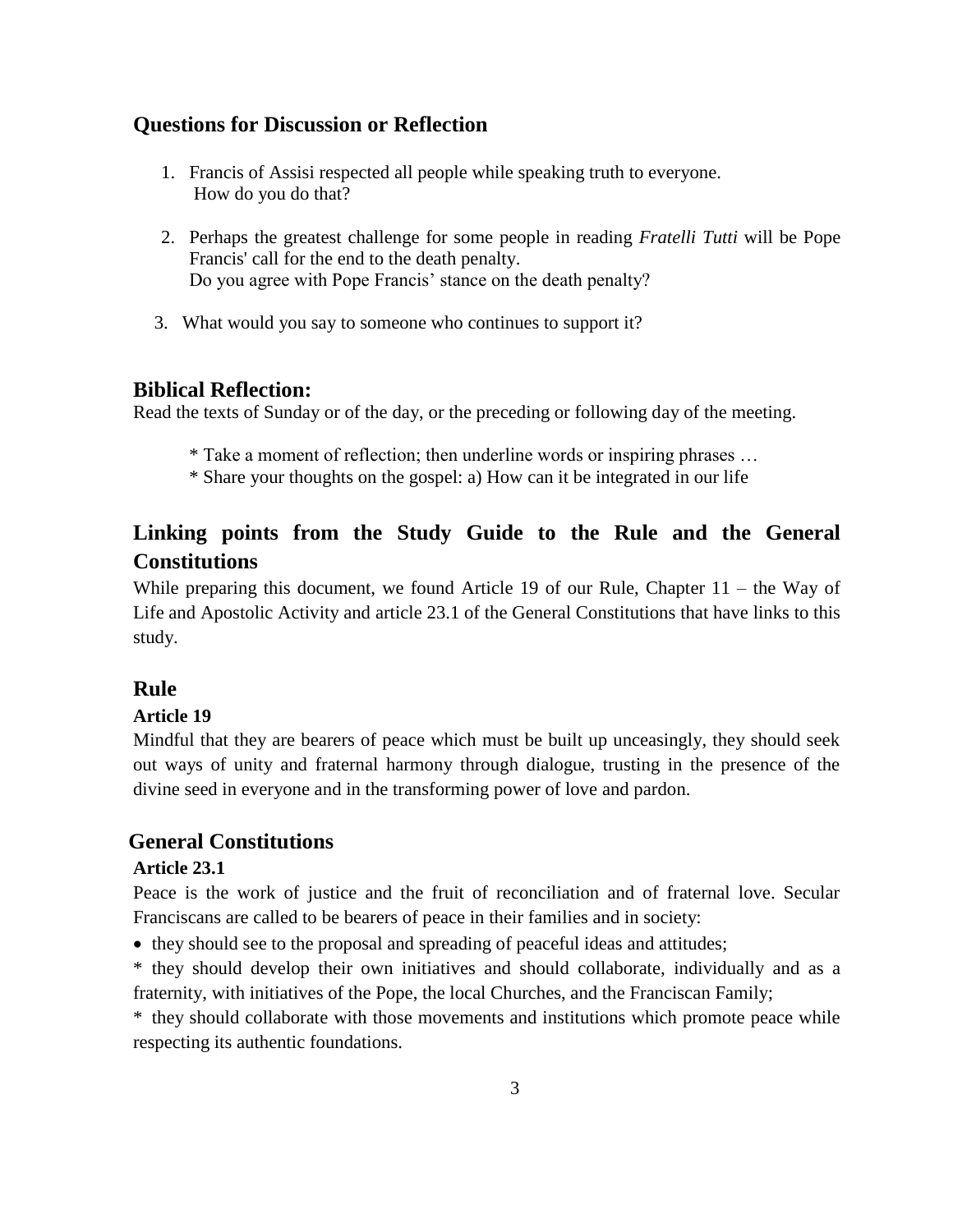## Questions for Discussion or Reflection

1. Francis of Assisi respected all people while speaking truth to everyone.
   How do you do that?

2. Perhaps the greatest challenge for some people in reading *Fratelli Tutti* will be Pope Francis' call for the end to the death penalty.
   Do you agree with Pope Francis' stance on the death penalty?

3. What would you say to someone who continues to support it?

## Biblical Reflection:

Read the texts of Sunday or of the day, or the preceding or following day of the meeting.

\* Take a moment of reflection; then underline words or inspiring phrases …

\* Share your thoughts on the gospel: a) How can it be integrated in our life

## Linking points from the Study Guide to the Rule and the General Constitutions

While preparing this document, we found Article 19 of our Rule, Chapter 11 – the Way of Life and Apostolic Activity and article 23.1 of the General Constitutions that have links to this study.

## Rule

### Article 19

Mindful that they are bearers of peace which must be built up unceasingly, they should seek out ways of unity and fraternal harmony through dialogue, trusting in the presence of the divine seed in everyone and in the transforming power of love and pardon.

## General Constitutions

### Article 23.1

Peace is the work of justice and the fruit of reconciliation and of fraternal love. Secular Franciscans are called to be bearers of peace in their families and in society:

- they should see to the proposal and spreading of peaceful ideas and attitudes;

\* they should develop their own initiatives and should collaborate, individually and as a fraternity, with initiatives of the Pope, the local Churches, and the Franciscan Family;

\* they should collaborate with those movements and institutions which promote peace while respecting its authentic foundations.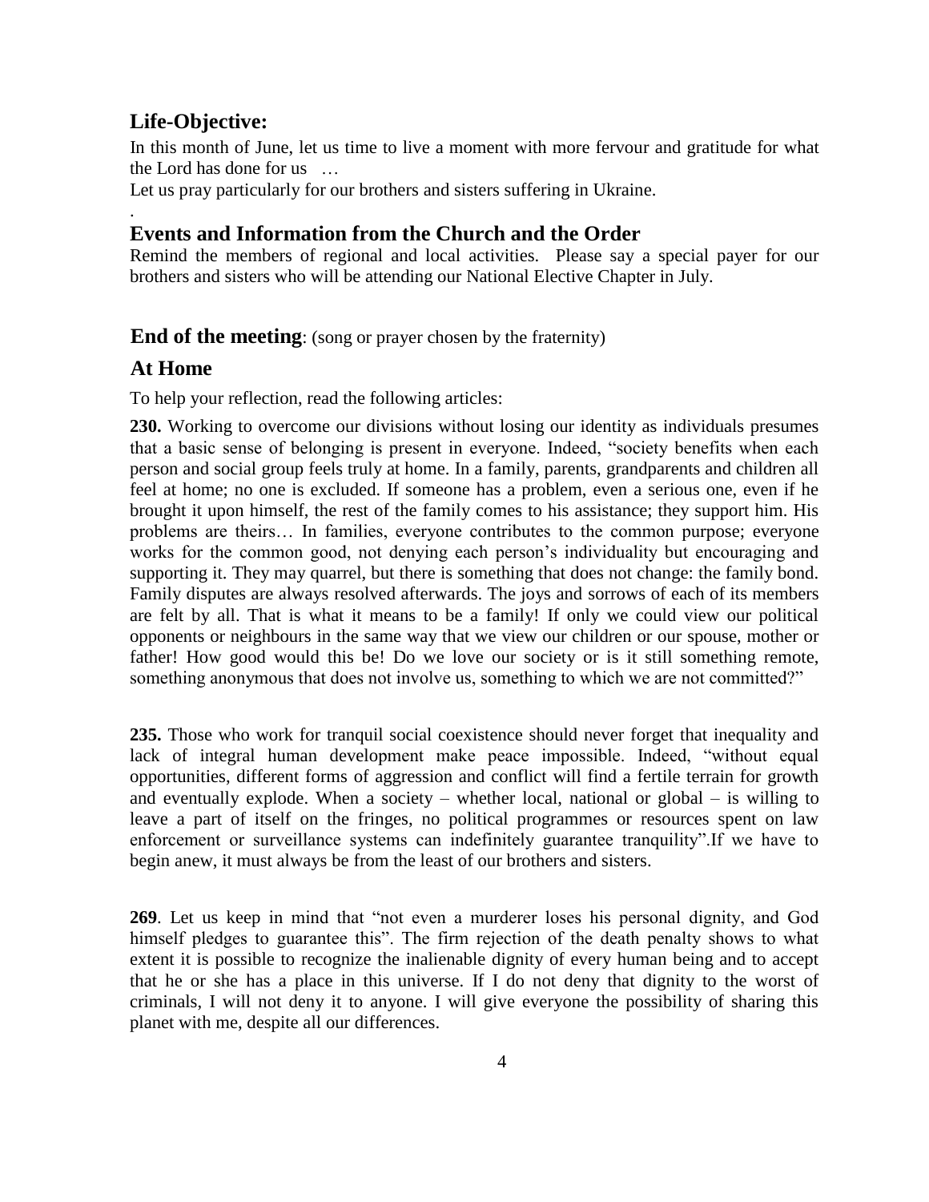## Life-Objective:

In this month of June, let us time to live a moment with more fervour and gratitude for what the Lord has done for us …

Let us pray particularly for our brothers and sisters suffering in Ukraine.

.

## Events and Information from the Church and the Order

Remind the members of regional and local activities. Please say a special payer for our brothers and sisters who will be attending our National Elective Chapter in July.

## End of the meeting: (song or prayer chosen by the fraternity)

## At Home

To help your reflection, read the following articles:

**230.** Working to overcome our divisions without losing our identity as individuals presumes that a basic sense of belonging is present in everyone. Indeed, "society benefits when each person and social group feels truly at home. In a family, parents, grandparents and children all feel at home; no one is excluded. If someone has a problem, even a serious one, even if he brought it upon himself, the rest of the family comes to his assistance; they support him. His problems are theirs… In families, everyone contributes to the common purpose; everyone works for the common good, not denying each person's individuality but encouraging and supporting it. They may quarrel, but there is something that does not change: the family bond. Family disputes are always resolved afterwards. The joys and sorrows of each of its members are felt by all. That is what it means to be a family! If only we could view our political opponents or neighbours in the same way that we view our children or our spouse, mother or father! How good would this be! Do we love our society or is it still something remote, something anonymous that does not involve us, something to which we are not committed?"

**235.** Those who work for tranquil social coexistence should never forget that inequality and lack of integral human development make peace impossible. Indeed, "without equal opportunities, different forms of aggression and conflict will find a fertile terrain for growth and eventually explode. When a society – whether local, national or global – is willing to leave a part of itself on the fringes, no political programmes or resources spent on law enforcement or surveillance systems can indefinitely guarantee tranquility".If we have to begin anew, it must always be from the least of our brothers and sisters.

**269**. Let us keep in mind that "not even a murderer loses his personal dignity, and God himself pledges to guarantee this". The firm rejection of the death penalty shows to what extent it is possible to recognize the inalienable dignity of every human being and to accept that he or she has a place in this universe. If I do not deny that dignity to the worst of criminals, I will not deny it to anyone. I will give everyone the possibility of sharing this planet with me, despite all our differences.